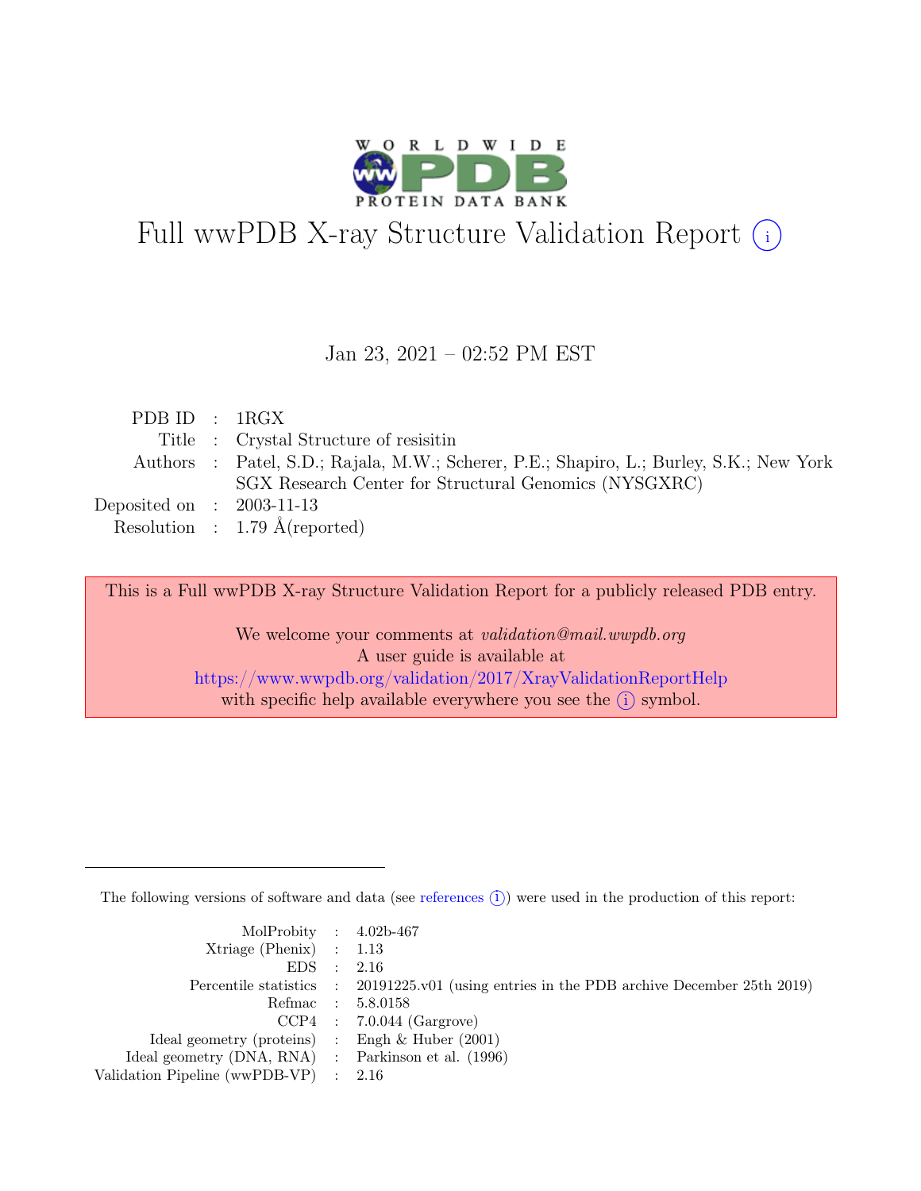# Full wwPDB X-ray Structure Validation Report ⓘ

Jan 23, 2021 – 02:52 PM EST

| | | |
|---|---|---|
| PDB ID | : | 1RGX |
| Title | : | Crystal Structure of resisitin |
| Authors | : | Patel, S.D.; Rajala, M.W.; Scherer, P.E.; Shapiro, L.; Burley, S.K.; New York SGX Research Center for Structural Genomics (NYSGXRC) |
| Deposited on | : | 2003-11-13 |
| Resolution | : | 1.79 Å(reported) |

This is a Full wwPDB X-ray Structure Validation Report for a publicly released PDB entry.

We welcome your comments at *validation@mail.wwpdb.org*
A user guide is available at
https://www.wwpdb.org/validation/2017/XrayValidationReportHelp
with specific help available everywhere you see the ⓘ symbol.

The following versions of software and data (see references ⓘ) were used in the production of this report:

| | | |
|---|---|---|
| MolProbity | : | 4.02b-467 |
| Xtriage (Phenix) | : | 1.13 |
| EDS | : | 2.16 |
| Percentile statistics | : | 20191225.v01 (using entries in the PDB archive December 25th 2019) |
| Refmac | : | 5.8.0158 |
| CCP4 | : | 7.0.044 (Gargrove) |
| Ideal geometry (proteins) | : | Engh & Huber (2001) |
| Ideal geometry (DNA, RNA) | : | Parkinson et al. (1996) |
| Validation Pipeline (wwPDB-VP) | : | 2.16 |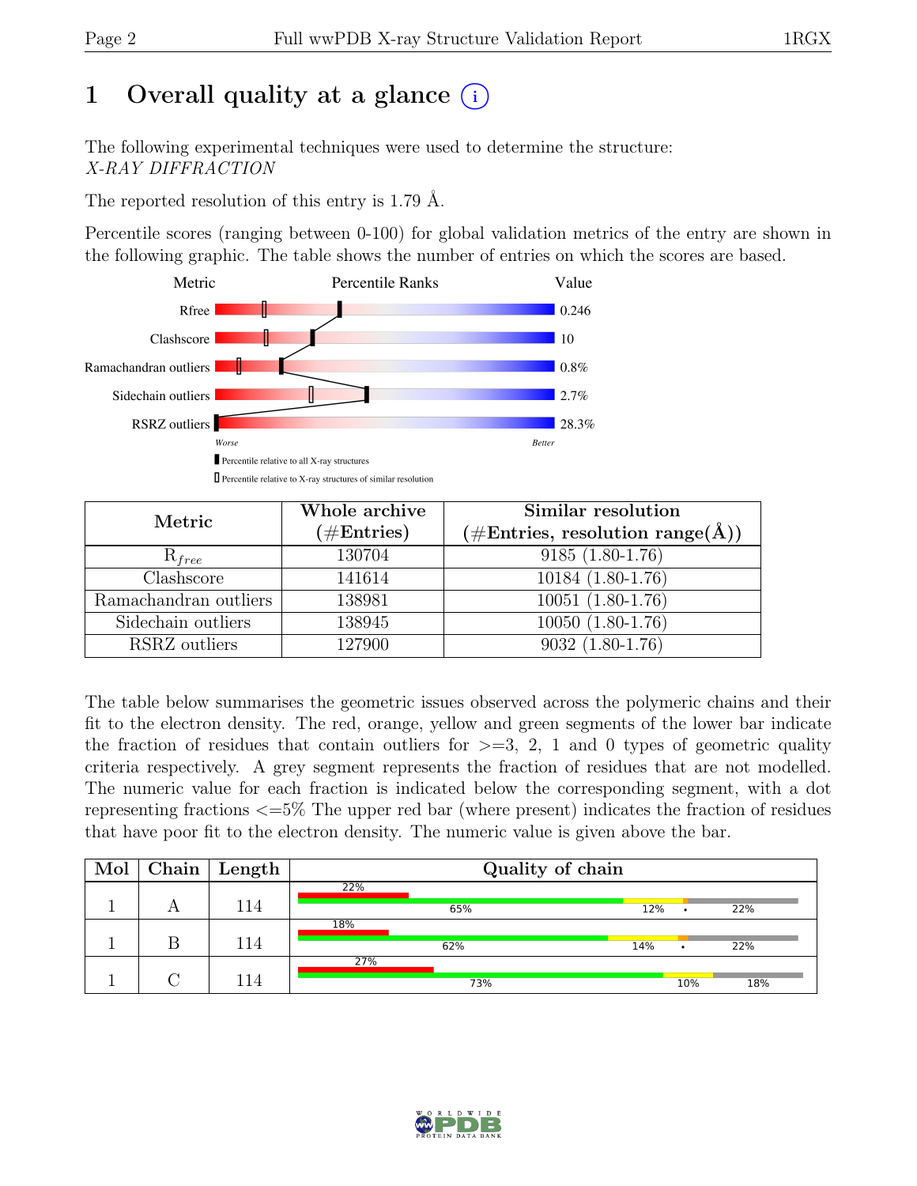# 1 Overall quality at a glance (i)

The following experimental techniques were used to determine the structure:
*X-RAY DIFFRACTION*

The reported resolution of this entry is 1.79 Å.

Percentile scores (ranging between 0-100) for global validation metrics of the entry are shown in the following graphic. The table shows the number of entries on which the scores are based.

| Metric | Value |
|---|---|
| Rfree | 0.246 |
| Clashscore | 10 |
| Ramachandran outliers | 0.8% |
| Sidechain outliers | 2.7% |
| RSRZ outliers | 28.3% |

Worse — Better

▮ Percentile relative to all X-ray structures
▯ Percentile relative to X-ray structures of similar resolution

| Metric | Whole archive (#Entries) | Similar resolution (#Entries, resolution range(Å)) |
|---|---|---|
| $R_{free}$ | 130704 | 9185 (1.80-1.76) |
| Clashscore | 141614 | 10184 (1.80-1.76) |
| Ramachandran outliers | 138981 | 10051 (1.80-1.76) |
| Sidechain outliers | 138945 | 10050 (1.80-1.76) |
| RSRZ outliers | 127900 | 9032 (1.80-1.76) |

The table below summarises the geometric issues observed across the polymeric chains and their fit to the electron density. The red, orange, yellow and green segments of the lower bar indicate the fraction of residues that contain outliers for >=3, 2, 1 and 0 types of geometric quality criteria respectively. A grey segment represents the fraction of residues that are not modelled. The numeric value for each fraction is indicated below the corresponding segment, with a dot representing fractions <=5% The upper red bar (where present) indicates the fraction of residues that have poor fit to the electron density. The numeric value is given above the bar.

| Mol | Chain | Length | Quality of chain |
|---|---|---|---|
| 1 | A | 114 | 22% (poor fit); 65%, 12%, •, 22% |
| 1 | B | 114 | 18% (poor fit); 62%, 14%, •, 22% |
| 1 | C | 114 | 27% (poor fit); 73%, 10%, 18% |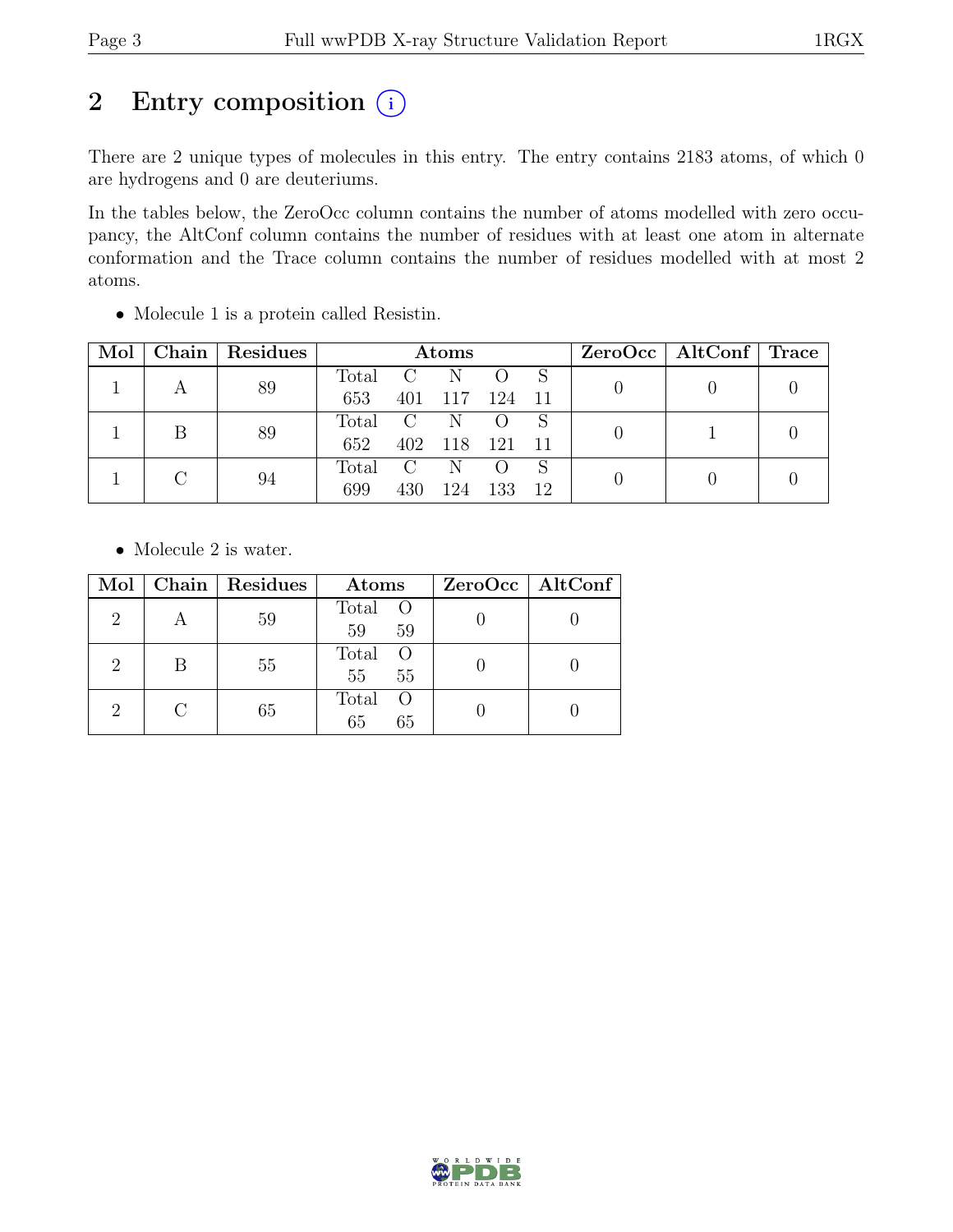# 2 Entry composition (i)

There are 2 unique types of molecules in this entry. The entry contains 2183 atoms, of which 0 are hydrogens and 0 are deuteriums.

In the tables below, the ZeroOcc column contains the number of atoms modelled with zero occupancy, the AltConf column contains the number of residues with at least one atom in alternate conformation and the Trace column contains the number of residues modelled with at most 2 atoms.

- Molecule 1 is a protein called Resistin.

| Mol | Chain | Residues | Atoms | | | | | ZeroOcc | AltConf | Trace |
|---|---|---|---|---|---|---|---|---|---|---|
| | | | Total | C | N | O | S | | | |
| 1 | A | 89 | 653 | 401 | 117 | 124 | 11 | 0 | 0 | 0 |
| 1 | B | 89 | 652 | 402 | 118 | 121 | 11 | 0 | 1 | 0 |
| 1 | C | 94 | 699 | 430 | 124 | 133 | 12 | 0 | 0 | 0 |

- Molecule 2 is water.

| Mol | Chain | Residues | Atoms | | ZeroOcc | AltConf |
|---|---|---|---|---|---|---|
| | | | Total | O | | |
| 2 | A | 59 | 59 | 59 | 0 | 0 |
| 2 | B | 55 | 55 | 55 | 0 | 0 |
| 2 | C | 65 | 65 | 65 | 0 | 0 |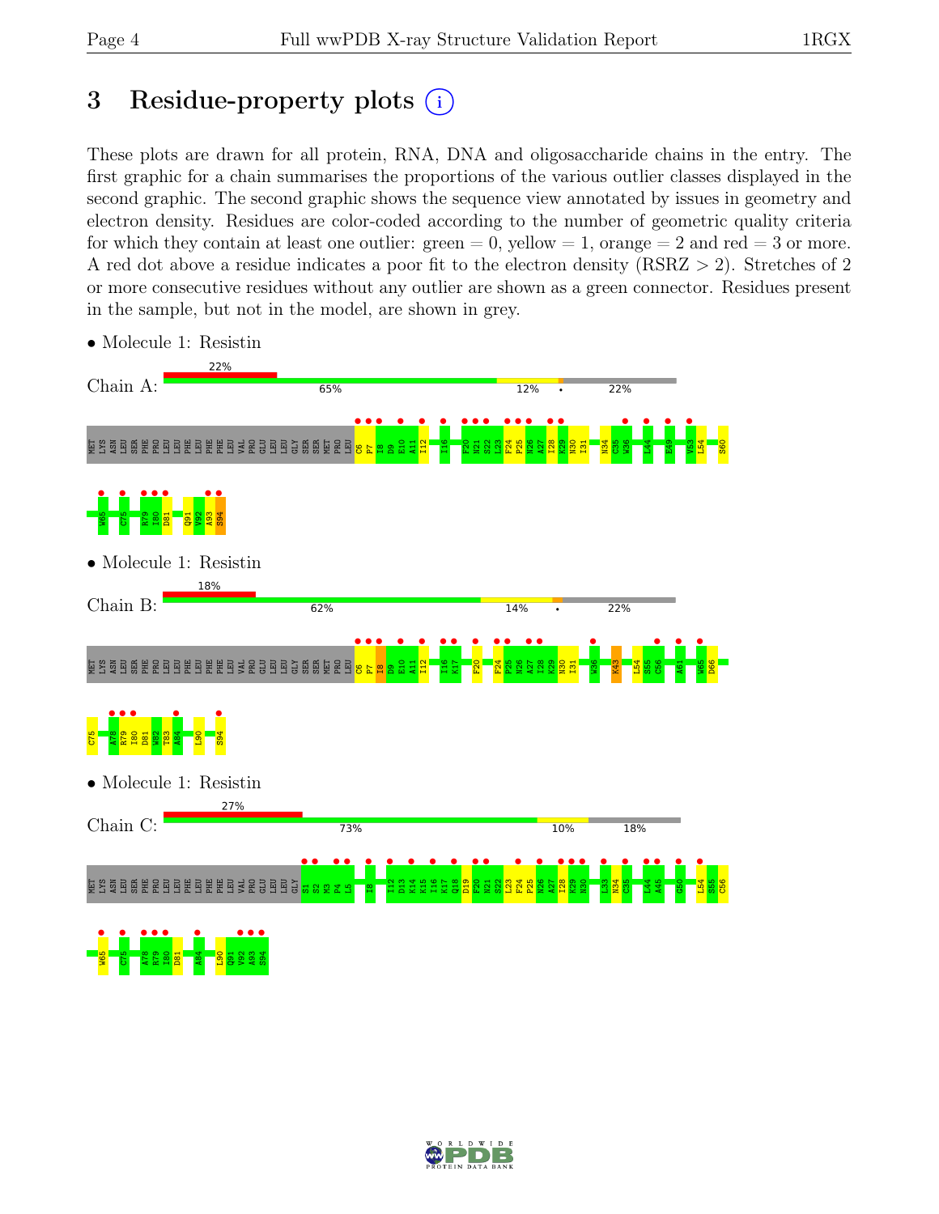# 3 Residue-property plots

These plots are drawn for all protein, RNA, DNA and oligosaccharide chains in the entry. The first graphic for a chain summarises the proportions of the various outlier classes displayed in the second graphic. The second graphic shows the sequence view annotated by issues in geometry and electron density. Residues are color-coded according to the number of geometric quality criteria for which they contain at least one outlier: green = 0, yellow = 1, orange = 2 and red = 3 or more. A red dot above a residue indicates a poor fit to the electron density (RSRZ > 2). Stretches of 2 or more consecutive residues without any outlier are shown as a green connector. Residues present in the sample, but not in the model, are shown in grey.

- Molecule 1: Resistin

Chain A: 22% | 65% | 12% | • | 22%

MET LYS ASN LEU SER PHE PRO LEU LEU PHE LEU PHE PHE LEU VAL PRO GLU LEU LEU GLY SER SER MET PRO LEU C6 P7 I8 D9 E10 A11 I12 I16 F20 N21 S22 L23 F24 P25 N26 A27 I28 K29 N30 I31 N34 C35 W36 L44 E49 V53 L54 S60 W65 C75 R79 I80 D81 Q91 V92 A93 S94

- Molecule 1: Resistin

Chain B: 18% | 62% | 14% | • | 22%

MET LYS ASN LEU SER PHE PRO LEU LEU PHE LEU PHE PHE LEU VAL PRO GLU LEU LEU GLY SER SER MET PRO LEU C6 P7 I8 D9 E10 A11 I12 I16 K17 F20 F24 P25 N26 A27 I28 K29 N30 I31 W36 K43 L54 S55 C56 A61 W65 D66 C75 A78 R79 I80 D81 W82 T83 A84 L90 S94

- Molecule 1: Resistin

Chain C: 27% | 73% | 10% | 18%

MET LYS ASN LEU SER PHE PRO LEU LEU PHE LEU PHE PHE LEU VAL PRO GLU LEU LEU GLY S1 S2 M3 P4 L5 I8 I12 D13 K14 K15 I16 K17 Q18 D19 F20 N21 S22 L23 F24 P25 N26 A27 I28 K29 N30 L33 N34 C35 L44 A45 G50 L54 S55 C56 W65 C75 A78 R79 I80 D81 A84 L90 Q91 V92 A93 S94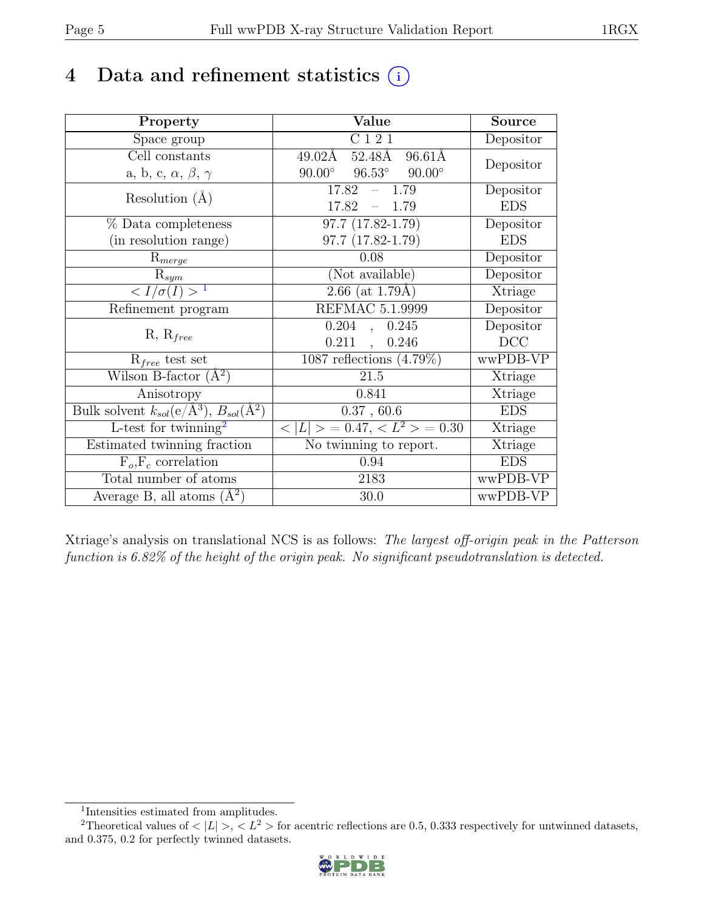# 4 Data and refinement statistics (i)

| Property | Value | Source |
|---|---|---|
| Space group | C 1 2 1 | Depositor |
| Cell constants<br>a, b, c, $\alpha$, $\beta$, $\gamma$ | 49.02Å 52.48Å 96.61Å<br>90.00° 96.53° 90.00° | Depositor |
| Resolution (Å) | 17.82 – 1.79<br>17.82 – 1.79 | Depositor<br>EDS |
| % Data completeness<br>(in resolution range) | 97.7 (17.82-1.79)<br>97.7 (17.82-1.79) | Depositor<br>EDS |
| $R_{merge}$ | 0.08 | Depositor |
| $R_{sym}$ | (Not available) | Depositor |
| $< I/\sigma(I) >$ [1] | 2.66 (at 1.79Å) | Xtriage |
| Refinement program | REFMAC 5.1.9999 | Depositor |
| R, $R_{free}$ | 0.204 , 0.245<br>0.211 , 0.246 | Depositor<br>DCC |
| $R_{free}$ test set | 1087 reflections (4.79%) | wwPDB-VP |
| Wilson B-factor (Å$^2$) | 21.5 | Xtriage |
| Anisotropy | 0.841 | Xtriage |
| Bulk solvent $k_{sol}$(e/Å$^3$), $B_{sol}$(Å$^2$) | 0.37 , 60.6 | EDS |
| L-test for twinning[2] | $< \|L\| > = 0.47$, $< L^2 > = 0.30$ | Xtriage |
| Estimated twinning fraction | No twinning to report. | Xtriage |
| $F_o$,$F_c$ correlation | 0.94 | EDS |
| Total number of atoms | 2183 | wwPDB-VP |
| Average B, all atoms (Å$^2$) | 30.0 | wwPDB-VP |

Xtriage's analysis on translational NCS is as follows: *The largest off-origin peak in the Patterson function is 6.82% of the height of the origin peak. No significant pseudotranslation is detected.*

[1] Intensities estimated from amplitudes.

[2] Theoretical values of $< |L| >$, $< L^2 >$ for acentric reflections are 0.5, 0.333 respectively for untwinned datasets, and 0.375, 0.2 for perfectly twinned datasets.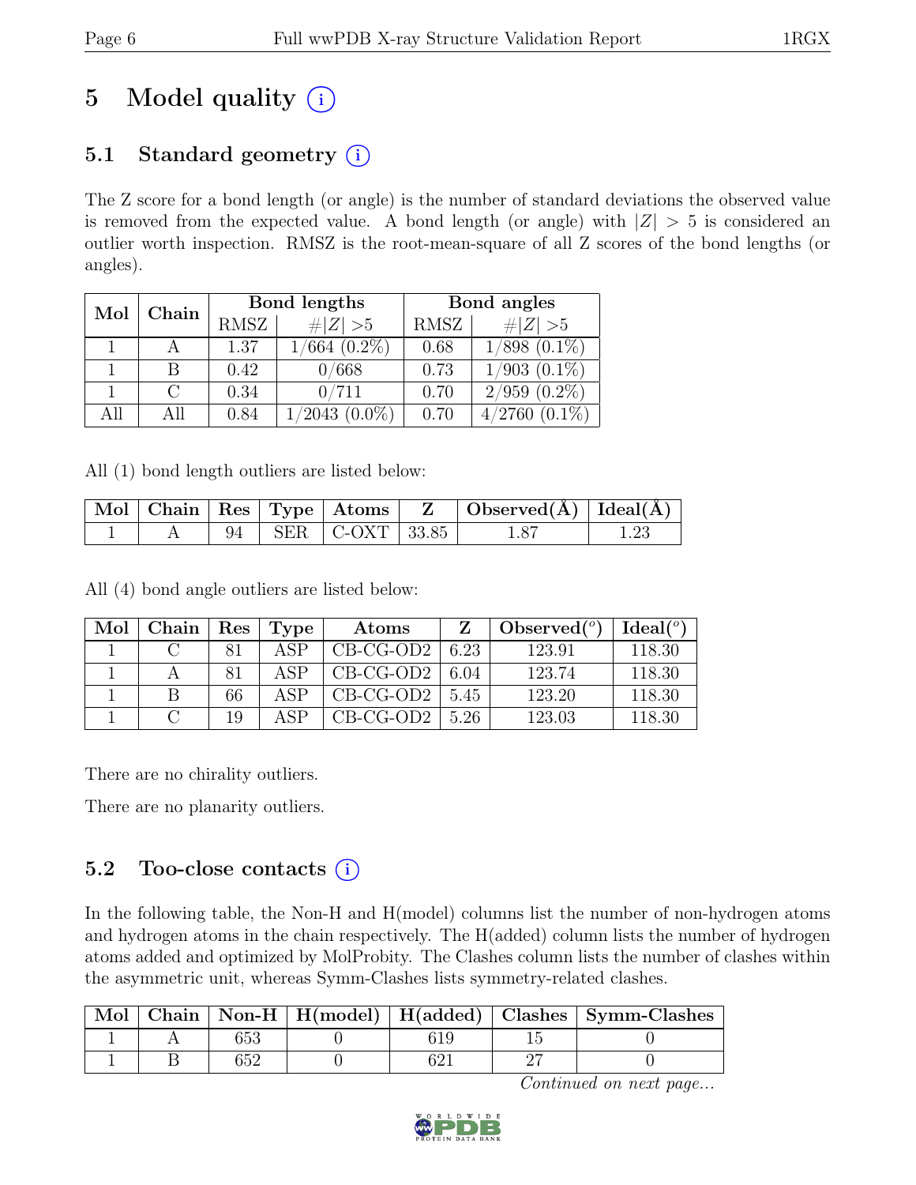# 5 Model quality (i)

## 5.1 Standard geometry (i)

The Z score for a bond length (or angle) is the number of standard deviations the observed value is removed from the expected value. A bond length (or angle) with $|Z| > 5$ is considered an outlier worth inspection. RMSZ is the root-mean-square of all Z scores of the bond lengths (or angles).

| Mol | Chain | Bond lengths | | Bond angles | |
|---|---|---|---|---|---|
| | | RMSZ | #$\|Z\|$ >5 | RMSZ | #$\|Z\|$ >5 |
| 1 | A | 1.37 | 1/664 (0.2%) | 0.68 | 1/898 (0.1%) |
| 1 | B | 0.42 | 0/668 | 0.73 | 1/903 (0.1%) |
| 1 | C | 0.34 | 0/711 | 0.70 | 2/959 (0.2%) |
| All | All | 0.84 | 1/2043 (0.0%) | 0.70 | 4/2760 (0.1%) |

All (1) bond length outliers are listed below:

| Mol | Chain | Res | Type | Atoms | Z | Observed(Å) | Ideal(Å) |
|---|---|---|---|---|---|---|---|
| 1 | A | 94 | SER | C-OXT | 33.85 | 1.87 | 1.23 |

All (4) bond angle outliers are listed below:

| Mol | Chain | Res | Type | Atoms | Z | Observed(°) | Ideal(°) |
|---|---|---|---|---|---|---|---|
| 1 | C | 81 | ASP | CB-CG-OD2 | 6.23 | 123.91 | 118.30 |
| 1 | A | 81 | ASP | CB-CG-OD2 | 6.04 | 123.74 | 118.30 |
| 1 | B | 66 | ASP | CB-CG-OD2 | 5.45 | 123.20 | 118.30 |
| 1 | C | 19 | ASP | CB-CG-OD2 | 5.26 | 123.03 | 118.30 |

There are no chirality outliers.

There are no planarity outliers.

## 5.2 Too-close contacts (i)

In the following table, the Non-H and H(model) columns list the number of non-hydrogen atoms and hydrogen atoms in the chain respectively. The H(added) column lists the number of hydrogen atoms added and optimized by MolProbity. The Clashes column lists the number of clashes within the asymmetric unit, whereas Symm-Clashes lists symmetry-related clashes.

| Mol | Chain | Non-H | H(model) | H(added) | Clashes | Symm-Clashes |
|---|---|---|---|---|---|---|
| 1 | A | 653 | 0 | 619 | 15 | 0 |
| 1 | B | 652 | 0 | 621 | 27 | 0 |

*Continued on next page...*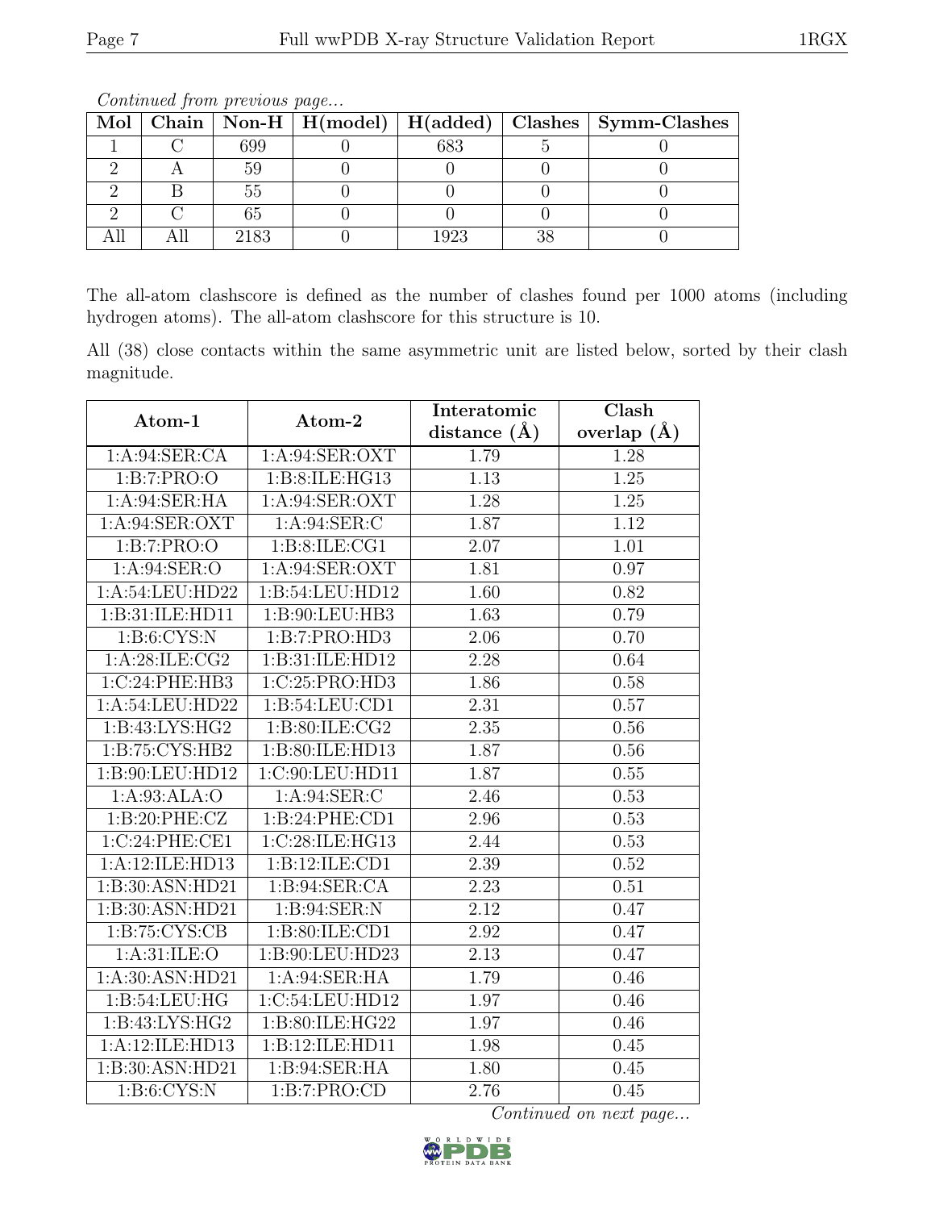*Continued from previous page...*

| Mol | Chain | Non-H | H(model) | H(added) | Clashes | Symm-Clashes |
|---|---|---|---|---|---|---|
| 1 | C | 699 | 0 | 683 | 5 | 0 |
| 2 | A | 59 | 0 | 0 | 0 | 0 |
| 2 | B | 55 | 0 | 0 | 0 | 0 |
| 2 | C | 65 | 0 | 0 | 0 | 0 |
| All | All | 2183 | 0 | 1923 | 38 | 0 |

The all-atom clashscore is defined as the number of clashes found per 1000 atoms (including hydrogen atoms). The all-atom clashscore for this structure is 10.

All (38) close contacts within the same asymmetric unit are listed below, sorted by their clash magnitude.

| Atom-1 | Atom-2 | Interatomic distance (Å) | Clash overlap (Å) |
|---|---|---|---|
| 1:A:94:SER:CA | 1:A:94:SER:OXT | 1.79 | 1.28 |
| 1:B:7:PRO:O | 1:B:8:ILE:HG13 | 1.13 | 1.25 |
| 1:A:94:SER:HA | 1:A:94:SER:OXT | 1.28 | 1.25 |
| 1:A:94:SER:OXT | 1:A:94:SER:C | 1.87 | 1.12 |
| 1:B:7:PRO:O | 1:B:8:ILE:CG1 | 2.07 | 1.01 |
| 1:A:94:SER:O | 1:A:94:SER:OXT | 1.81 | 0.97 |
| 1:A:54:LEU:HD22 | 1:B:54:LEU:HD12 | 1.60 | 0.82 |
| 1:B:31:ILE:HD11 | 1:B:90:LEU:HB3 | 1.63 | 0.79 |
| 1:B:6:CYS:N | 1:B:7:PRO:HD3 | 2.06 | 0.70 |
| 1:A:28:ILE:CG2 | 1:B:31:ILE:HD12 | 2.28 | 0.64 |
| 1:C:24:PHE:HB3 | 1:C:25:PRO:HD3 | 1.86 | 0.58 |
| 1:A:54:LEU:HD22 | 1:B:54:LEU:CD1 | 2.31 | 0.57 |
| 1:B:43:LYS:HG2 | 1:B:80:ILE:CG2 | 2.35 | 0.56 |
| 1:B:75:CYS:HB2 | 1:B:80:ILE:HD13 | 1.87 | 0.56 |
| 1:B:90:LEU:HD12 | 1:C:90:LEU:HD11 | 1.87 | 0.55 |
| 1:A:93:ALA:O | 1:A:94:SER:C | 2.46 | 0.53 |
| 1:B:20:PHE:CZ | 1:B:24:PHE:CD1 | 2.96 | 0.53 |
| 1:C:24:PHE:CE1 | 1:C:28:ILE:HG13 | 2.44 | 0.53 |
| 1:A:12:ILE:HD13 | 1:B:12:ILE:CD1 | 2.39 | 0.52 |
| 1:B:30:ASN:HD21 | 1:B:94:SER:CA | 2.23 | 0.51 |
| 1:B:30:ASN:HD21 | 1:B:94:SER:N | 2.12 | 0.47 |
| 1:B:75:CYS:CB | 1:B:80:ILE:CD1 | 2.92 | 0.47 |
| 1:A:31:ILE:O | 1:B:90:LEU:HD23 | 2.13 | 0.47 |
| 1:A:30:ASN:HD21 | 1:A:94:SER:HA | 1.79 | 0.46 |
| 1:B:54:LEU:HG | 1:C:54:LEU:HD12 | 1.97 | 0.46 |
| 1:B:43:LYS:HG2 | 1:B:80:ILE:HG22 | 1.97 | 0.46 |
| 1:A:12:ILE:HD13 | 1:B:12:ILE:HD11 | 1.98 | 0.45 |
| 1:B:30:ASN:HD21 | 1:B:94:SER:HA | 1.80 | 0.45 |
| 1:B:6:CYS:N | 1:B:7:PRO:CD | 2.76 | 0.45 |

*Continued on next page...*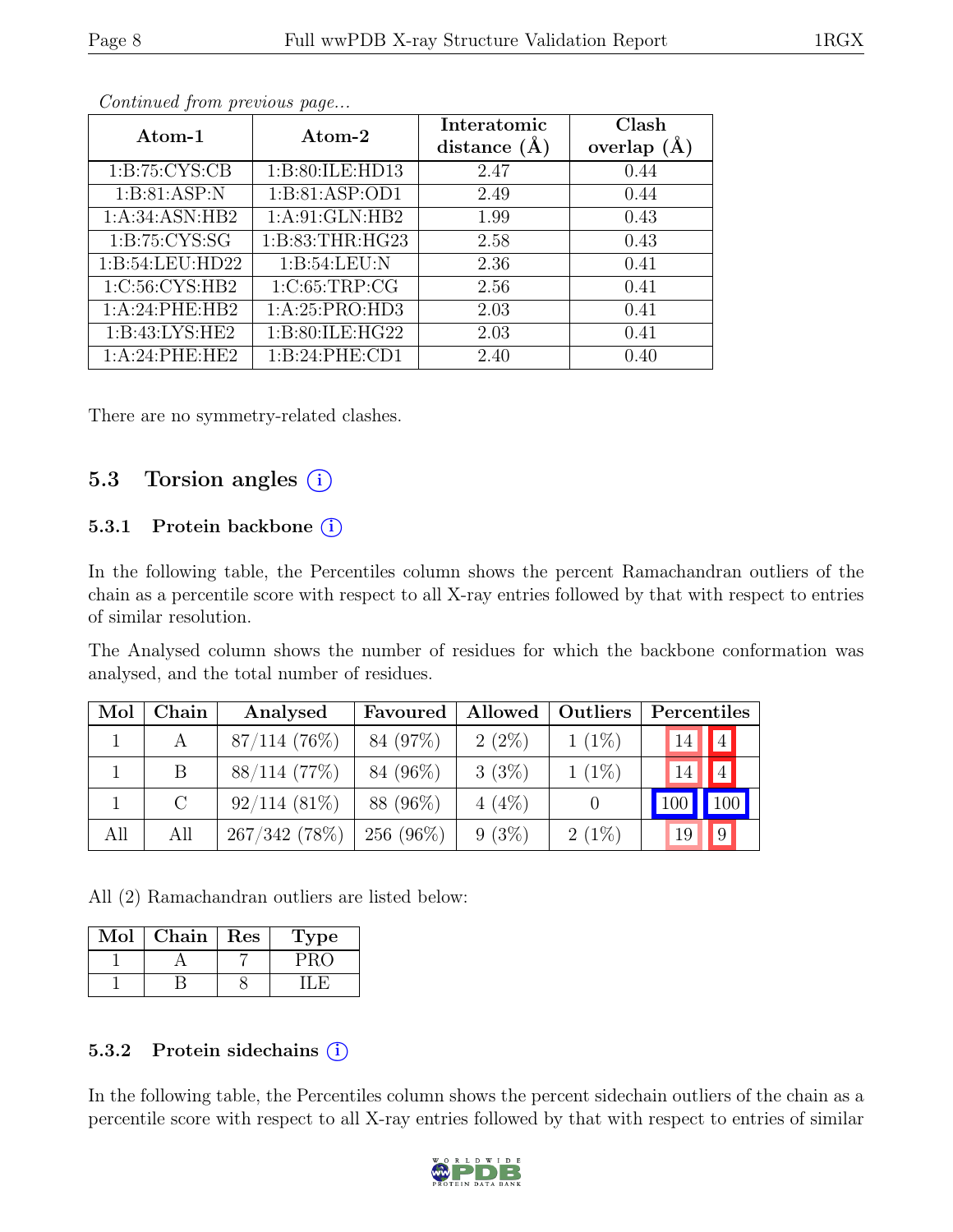*Continued from previous page...*

| Atom-1 | Atom-2 | Interatomic distance (Å) | Clash overlap (Å) |
|---|---|---|---|
| 1:B:75:CYS:CB | 1:B:80:ILE:HD13 | 2.47 | 0.44 |
| 1:B:81:ASP:N | 1:B:81:ASP:OD1 | 2.49 | 0.44 |
| 1:A:34:ASN:HB2 | 1:A:91:GLN:HB2 | 1.99 | 0.43 |
| 1:B:75:CYS:SG | 1:B:83:THR:HG23 | 2.58 | 0.43 |
| 1:B:54:LEU:HD22 | 1:B:54:LEU:N | 2.36 | 0.41 |
| 1:C:56:CYS:HB2 | 1:C:65:TRP:CG | 2.56 | 0.41 |
| 1:A:24:PHE:HB2 | 1:A:25:PRO:HD3 | 2.03 | 0.41 |
| 1:B:43:LYS:HE2 | 1:B:80:ILE:HG22 | 2.03 | 0.41 |
| 1:A:24:PHE:HE2 | 1:B:24:PHE:CD1 | 2.40 | 0.40 |

There are no symmetry-related clashes.

## 5.3 Torsion angles (i)

### 5.3.1 Protein backbone (i)

In the following table, the Percentiles column shows the percent Ramachandran outliers of the chain as a percentile score with respect to all X-ray entries followed by that with respect to entries of similar resolution.

The Analysed column shows the number of residues for which the backbone conformation was analysed, and the total number of residues.

| Mol | Chain | Analysed | Favoured | Allowed | Outliers | Percentiles | |
|---|---|---|---|---|---|---|---|
| 1 | A | 87/114 (76%) | 84 (97%) | 2 (2%) | 1 (1%) | 14 | 4 |
| 1 | B | 88/114 (77%) | 84 (96%) | 3 (3%) | 1 (1%) | 14 | 4 |
| 1 | C | 92/114 (81%) | 88 (96%) | 4 (4%) | 0 | 100 | 100 |
| All | All | 267/342 (78%) | 256 (96%) | 9 (3%) | 2 (1%) | 19 | 9 |

All (2) Ramachandran outliers are listed below:

| Mol | Chain | Res | Type |
|---|---|---|---|
| 1 | A | 7 | PRO |
| 1 | B | 8 | ILE |

### 5.3.2 Protein sidechains (i)

In the following table, the Percentiles column shows the percent sidechain outliers of the chain as a percentile score with respect to all X-ray entries followed by that with respect to entries of similar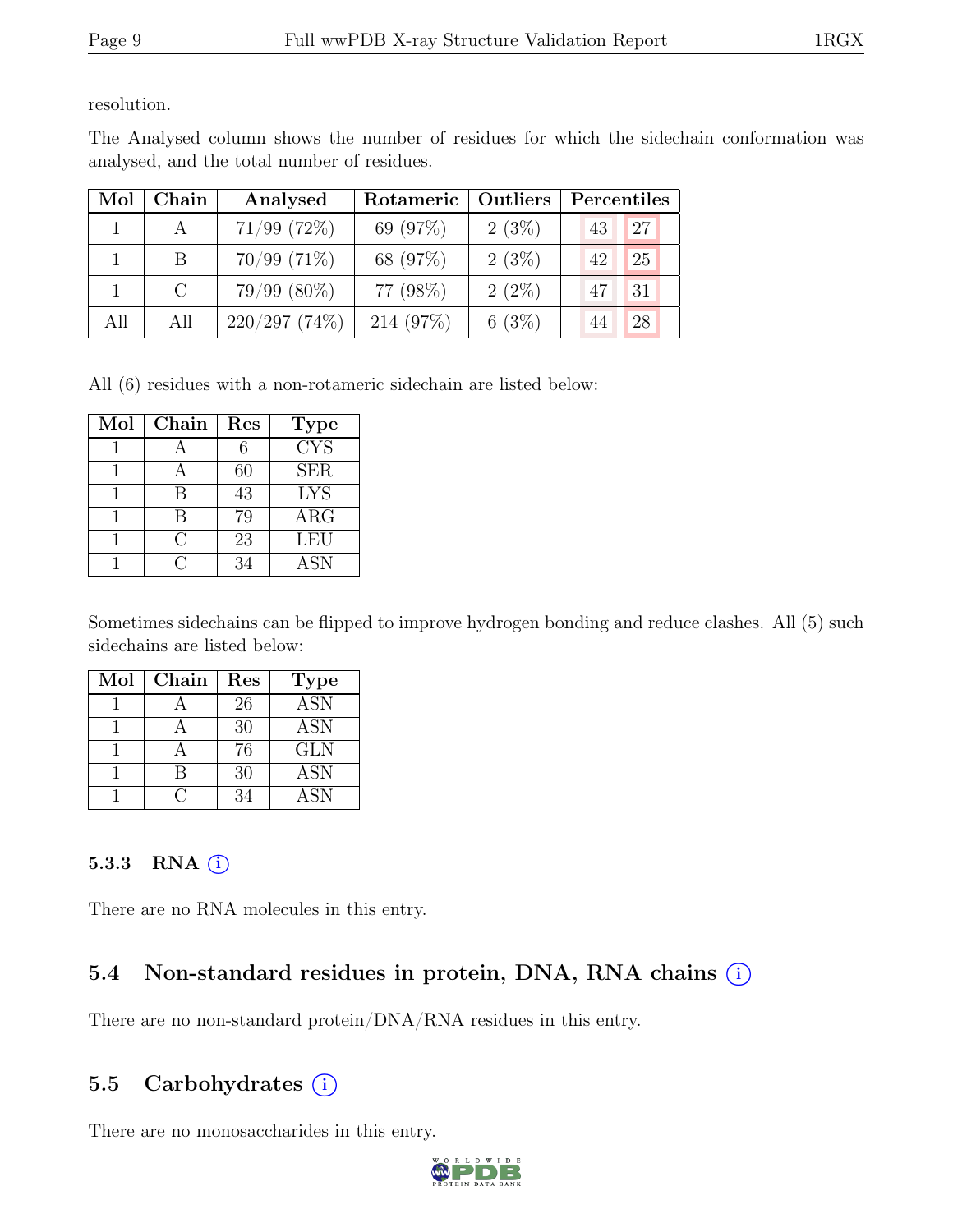resolution.

The Analysed column shows the number of residues for which the sidechain conformation was analysed, and the total number of residues.

| Mol | Chain | Analysed | Rotameric | Outliers | Percentiles | |
|---|---|---|---|---|---|---|
| 1 | A | 71/99 (72%) | 69 (97%) | 2 (3%) | 43 | 27 |
| 1 | B | 70/99 (71%) | 68 (97%) | 2 (3%) | 42 | 25 |
| 1 | C | 79/99 (80%) | 77 (98%) | 2 (2%) | 47 | 31 |
| All | All | 220/297 (74%) | 214 (97%) | 6 (3%) | 44 | 28 |

All (6) residues with a non-rotameric sidechain are listed below:

| Mol | Chain | Res | Type |
|---|---|---|---|
| 1 | A | 6 | CYS |
| 1 | A | 60 | SER |
| 1 | B | 43 | LYS |
| 1 | B | 79 | ARG |
| 1 | C | 23 | LEU |
| 1 | C | 34 | ASN |

Sometimes sidechains can be flipped to improve hydrogen bonding and reduce clashes. All (5) such sidechains are listed below:

| Mol | Chain | Res | Type |
|---|---|---|---|
| 1 | A | 26 | ASN |
| 1 | A | 30 | ASN |
| 1 | A | 76 | GLN |
| 1 | B | 30 | ASN |
| 1 | C | 34 | ASN |

### 5.3.3 RNA (i)

There are no RNA molecules in this entry.

## 5.4 Non-standard residues in protein, DNA, RNA chains (i)

There are no non-standard protein/DNA/RNA residues in this entry.

## 5.5 Carbohydrates (i)

There are no monosaccharides in this entry.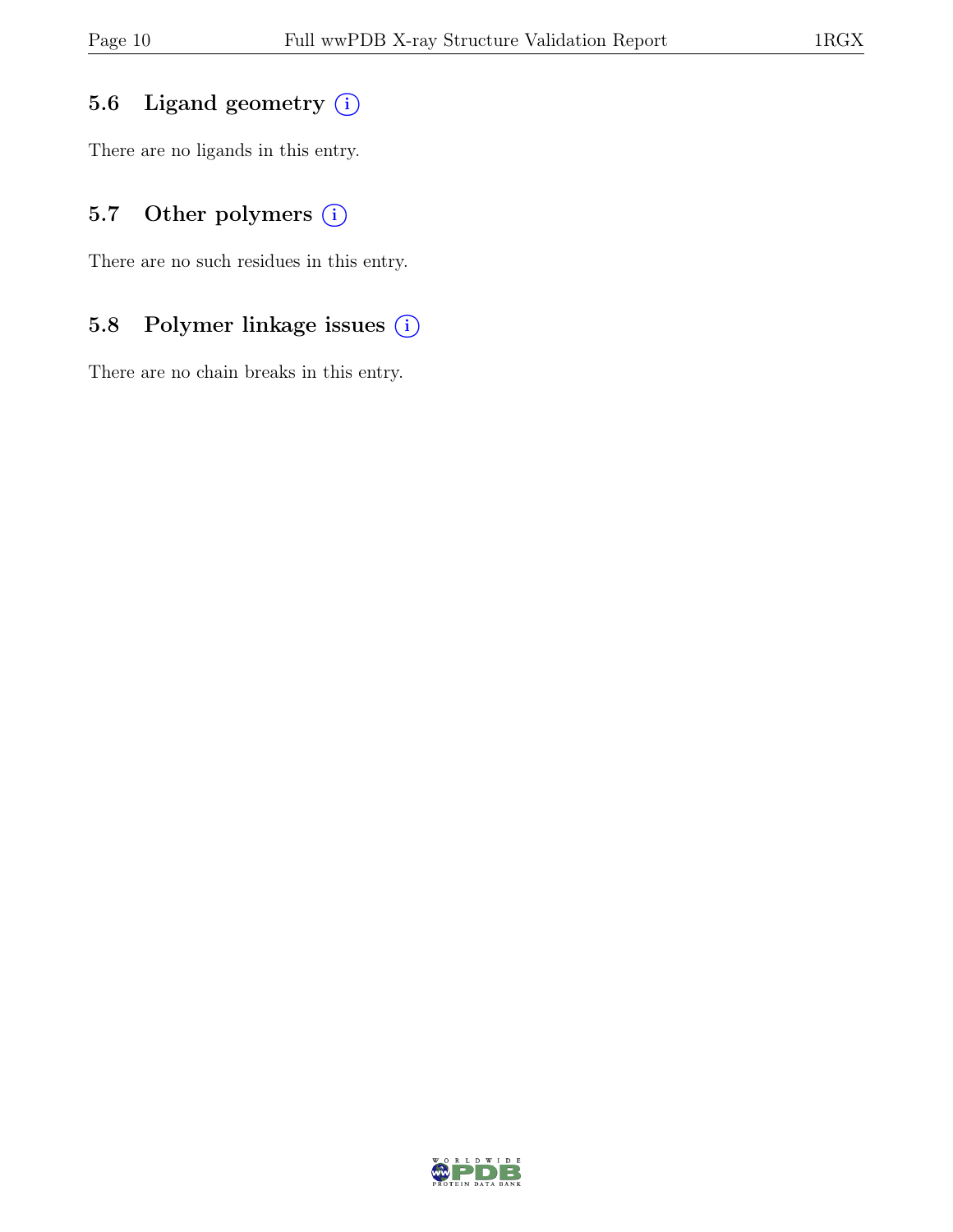## 5.6 Ligand geometry (i)

There are no ligands in this entry.

## 5.7 Other polymers (i)

There are no such residues in this entry.

## 5.8 Polymer linkage issues (i)

There are no chain breaks in this entry.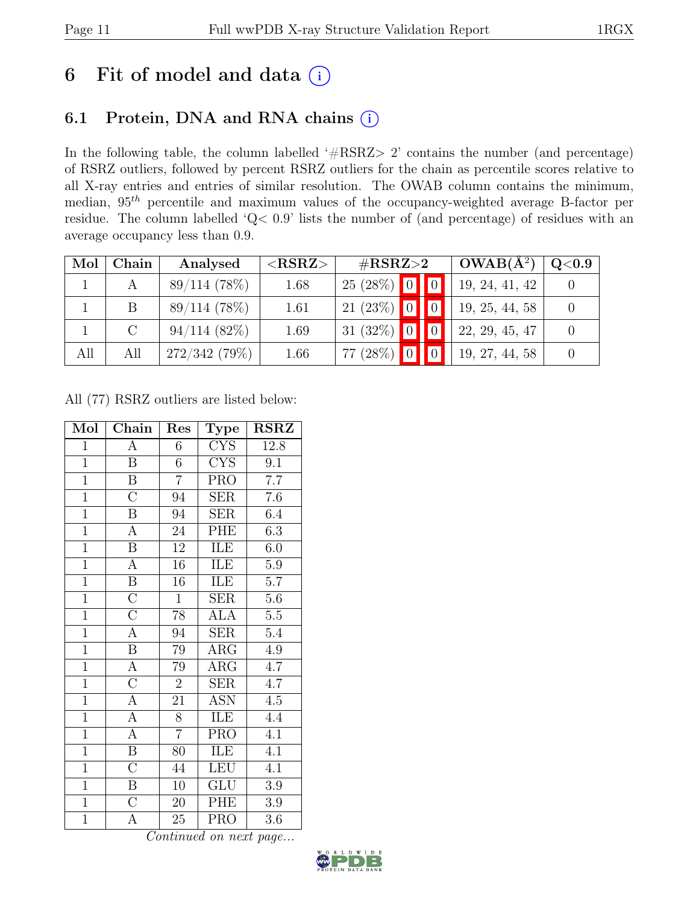# 6 Fit of model and data (i)

## 6.1 Protein, DNA and RNA chains (i)

In the following table, the column labelled '#RSRZ> 2' contains the number (and percentage) of RSRZ outliers, followed by percent RSRZ outliers for the chain as percentile scores relative to all X-ray entries and entries of similar resolution. The OWAB column contains the minimum, median, $95^{th}$ percentile and maximum values of the occupancy-weighted average B-factor per residue. The column labelled 'Q< 0.9' lists the number of (and percentage) of residues with an average occupancy less than 0.9.

| Mol | Chain | Analysed | <RSRZ> | #RSRZ>2 | | | OWAB(Å$^2$) | Q<0.9 |
|---|---|---|---|---|---|---|---|---|
| 1 | A | 89/114 (78%) | 1.68 | 25 (28%) | 0 | 0 | 19, 24, 41, 42 | 0 |
| 1 | B | 89/114 (78%) | 1.61 | 21 (23%) | 0 | 0 | 19, 25, 44, 58 | 0 |
| 1 | C | 94/114 (82%) | 1.69 | 31 (32%) | 0 | 0 | 22, 29, 45, 47 | 0 |
| All | All | 272/342 (79%) | 1.66 | 77 (28%) | 0 | 0 | 19, 27, 44, 58 | 0 |

All (77) RSRZ outliers are listed below:

| Mol | Chain | Res | Type | RSRZ |
|---|---|---|---|---|
| 1 | A | 6 | CYS | 12.8 |
| 1 | B | 6 | CYS | 9.1 |
| 1 | B | 7 | PRO | 7.7 |
| 1 | C | 94 | SER | 7.6 |
| 1 | B | 94 | SER | 6.4 |
| 1 | A | 24 | PHE | 6.3 |
| 1 | B | 12 | ILE | 6.0 |
| 1 | A | 16 | ILE | 5.9 |
| 1 | B | 16 | ILE | 5.7 |
| 1 | C | 1 | SER | 5.6 |
| 1 | C | 78 | ALA | 5.5 |
| 1 | A | 94 | SER | 5.4 |
| 1 | B | 79 | ARG | 4.9 |
| 1 | A | 79 | ARG | 4.7 |
| 1 | C | 2 | SER | 4.7 |
| 1 | A | 21 | ASN | 4.5 |
| 1 | A | 8 | ILE | 4.4 |
| 1 | A | 7 | PRO | 4.1 |
| 1 | B | 80 | ILE | 4.1 |
| 1 | C | 44 | LEU | 4.1 |
| 1 | B | 10 | GLU | 3.9 |
| 1 | C | 20 | PHE | 3.9 |
| 1 | A | 25 | PRO | 3.6 |

*Continued on next page...*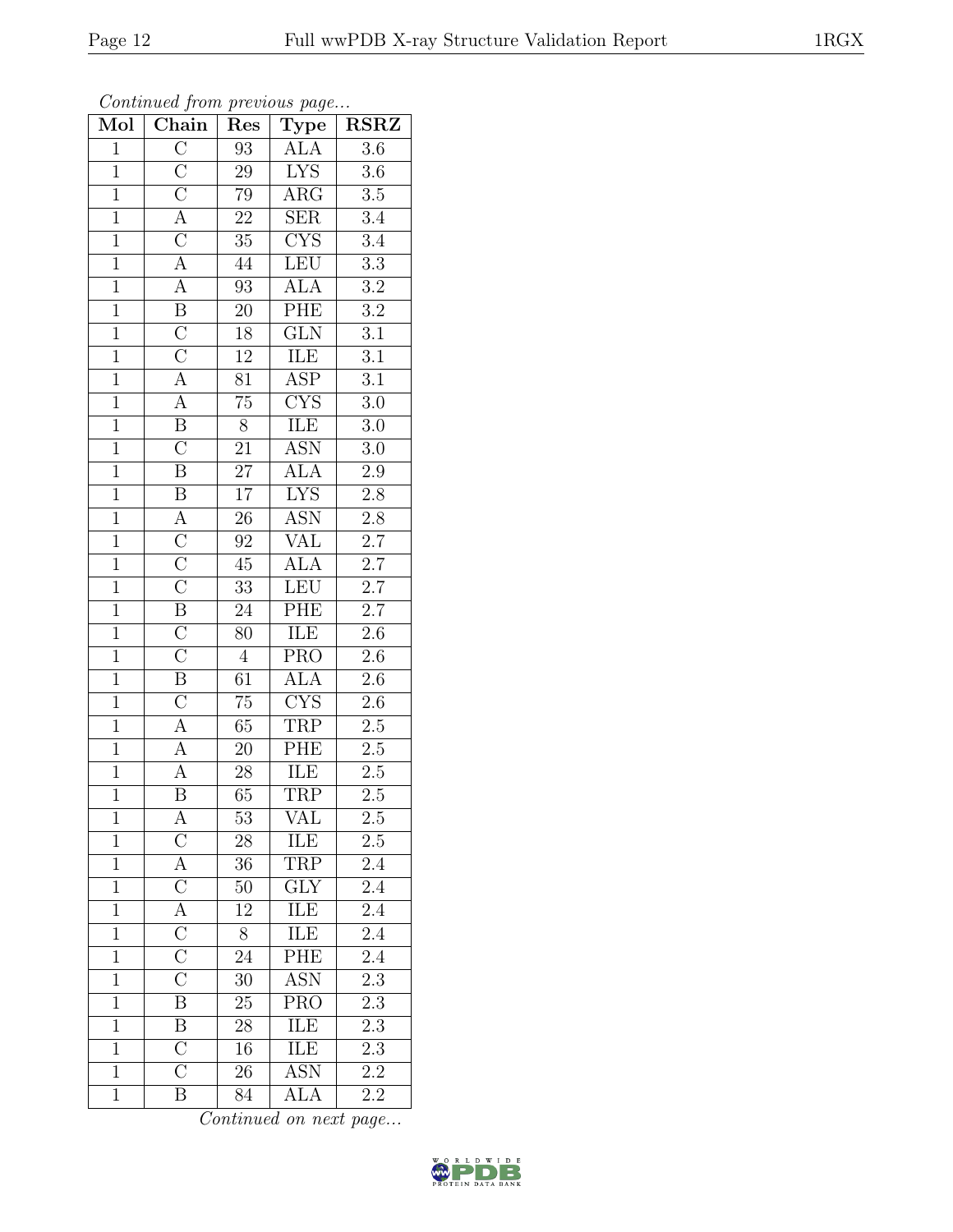*Continued from previous page...*

| Mol | Chain | Res | Type | RSRZ |
|---|---|---|---|---|
| 1 | C | 93 | ALA | 3.6 |
| 1 | C | 29 | LYS | 3.6 |
| 1 | C | 79 | ARG | 3.5 |
| 1 | A | 22 | SER | 3.4 |
| 1 | C | 35 | CYS | 3.4 |
| 1 | A | 44 | LEU | 3.3 |
| 1 | A | 93 | ALA | 3.2 |
| 1 | B | 20 | PHE | 3.2 |
| 1 | C | 18 | GLN | 3.1 |
| 1 | C | 12 | ILE | 3.1 |
| 1 | A | 81 | ASP | 3.1 |
| 1 | A | 75 | CYS | 3.0 |
| 1 | B | 8 | ILE | 3.0 |
| 1 | C | 21 | ASN | 3.0 |
| 1 | B | 27 | ALA | 2.9 |
| 1 | B | 17 | LYS | 2.8 |
| 1 | A | 26 | ASN | 2.8 |
| 1 | C | 92 | VAL | 2.7 |
| 1 | C | 45 | ALA | 2.7 |
| 1 | C | 33 | LEU | 2.7 |
| 1 | B | 24 | PHE | 2.7 |
| 1 | C | 80 | ILE | 2.6 |
| 1 | C | 4 | PRO | 2.6 |
| 1 | B | 61 | ALA | 2.6 |
| 1 | C | 75 | CYS | 2.6 |
| 1 | A | 65 | TRP | 2.5 |
| 1 | A | 20 | PHE | 2.5 |
| 1 | A | 28 | ILE | 2.5 |
| 1 | B | 65 | TRP | 2.5 |
| 1 | A | 53 | VAL | 2.5 |
| 1 | C | 28 | ILE | 2.5 |
| 1 | A | 36 | TRP | 2.4 |
| 1 | C | 50 | GLY | 2.4 |
| 1 | A | 12 | ILE | 2.4 |
| 1 | C | 8 | ILE | 2.4 |
| 1 | C | 24 | PHE | 2.4 |
| 1 | C | 30 | ASN | 2.3 |
| 1 | B | 25 | PRO | 2.3 |
| 1 | B | 28 | ILE | 2.3 |
| 1 | C | 16 | ILE | 2.3 |
| 1 | C | 26 | ASN | 2.2 |
| 1 | B | 84 | ALA | 2.2 |

*Continued on next page...*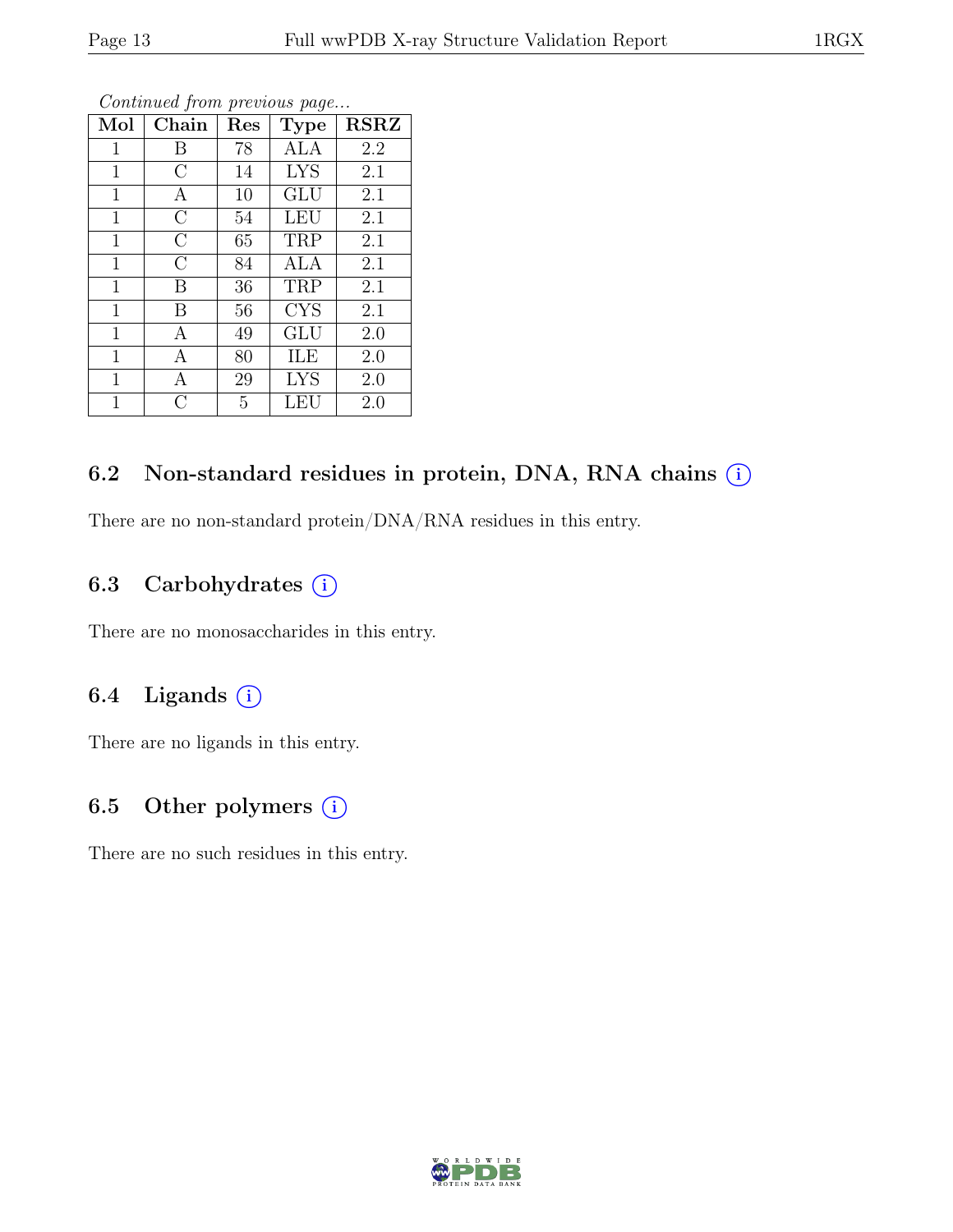*Continued from previous page...*

| Mol | Chain | Res | Type | RSRZ |
|---|---|---|---|---|
| 1 | B | 78 | ALA | 2.2 |
| 1 | C | 14 | LYS | 2.1 |
| 1 | A | 10 | GLU | 2.1 |
| 1 | C | 54 | LEU | 2.1 |
| 1 | C | 65 | TRP | 2.1 |
| 1 | C | 84 | ALA | 2.1 |
| 1 | B | 36 | TRP | 2.1 |
| 1 | B | 56 | CYS | 2.1 |
| 1 | A | 49 | GLU | 2.0 |
| 1 | A | 80 | ILE | 2.0 |
| 1 | A | 29 | LYS | 2.0 |
| 1 | C | 5 | LEU | 2.0 |

### 6.2 Non-standard residues in protein, DNA, RNA chains (i)

There are no non-standard protein/DNA/RNA residues in this entry.

### 6.3 Carbohydrates (i)

There are no monosaccharides in this entry.

### 6.4 Ligands (i)

There are no ligands in this entry.

### 6.5 Other polymers (i)

There are no such residues in this entry.